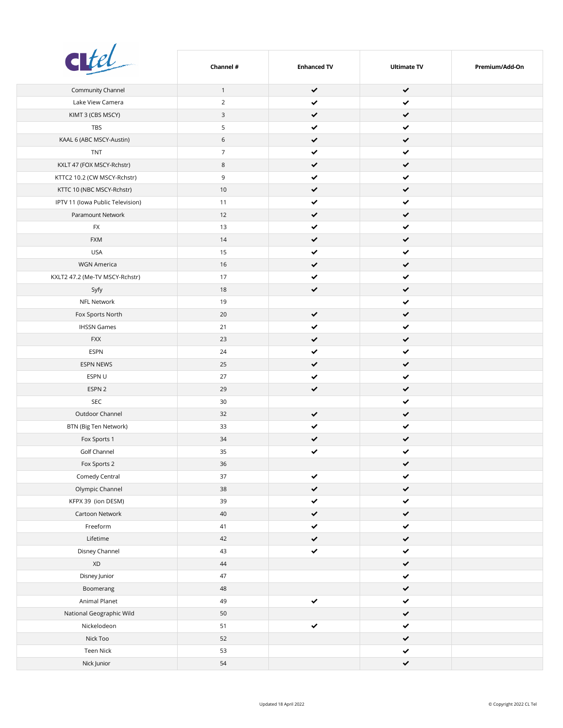| CLtel | Channel # | Enhanced TV | Ultimate TV | Premium/Add-On |
|---|---|---|---|---|
| Community Channel | 1 | ✔ | ✔ | |
| Lake View Camera | 2 | ✔ | ✔ | |
| KIMT 3 (CBS MSCY) | 3 | ✔ | ✔ | |
| TBS | 5 | ✔ | ✔ | |
| KAAL 6 (ABC MSCY-Austin) | 6 | ✔ | ✔ | |
| TNT | 7 | ✔ | ✔ | |
| KXLT 47 (FOX MSCY-Rchstr) | 8 | ✔ | ✔ | |
| KTTC2 10.2 (CW MSCY-Rchstr) | 9 | ✔ | ✔ | |
| KTTC 10 (NBC MSCY-Rchstr) | 10 | ✔ | ✔ | |
| IPTV 11 (Iowa Public Television) | 11 | ✔ | ✔ | |
| Paramount Network | 12 | ✔ | ✔ | |
| FX | 13 | ✔ | ✔ | |
| FXM | 14 | ✔ | ✔ | |
| USA | 15 | ✔ | ✔ | |
| WGN America | 16 | ✔ | ✔ | |
| KXLT2 47.2 (Me-TV MSCY-Rchstr) | 17 | ✔ | ✔ | |
| Syfy | 18 | ✔ | ✔ | |
| NFL Network | 19 | | ✔ | |
| Fox Sports North | 20 | ✔ | ✔ | |
| IHSSN Games | 21 | ✔ | ✔ | |
| FXX | 23 | ✔ | ✔ | |
| ESPN | 24 | ✔ | ✔ | |
| ESPN NEWS | 25 | ✔ | ✔ | |
| ESPN U | 27 | ✔ | ✔ | |
| ESPN 2 | 29 | ✔ | ✔ | |
| SEC | 30 | | ✔ | |
| Outdoor Channel | 32 | ✔ | ✔ | |
| BTN (Big Ten Network) | 33 | ✔ | ✔ | |
| Fox Sports 1 | 34 | ✔ | ✔ | |
| Golf Channel | 35 | ✔ | ✔ | |
| Fox Sports 2 | 36 | | ✔ | |
| Comedy Central | 37 | ✔ | ✔ | |
| Olympic Channel | 38 | ✔ | ✔ | |
| KFPX 39 (ion DESM) | 39 | ✔ | ✔ | |
| Cartoon Network | 40 | ✔ | ✔ | |
| Freeform | 41 | ✔ | ✔ | |
| Lifetime | 42 | ✔ | ✔ | |
| Disney Channel | 43 | ✔ | ✔ | |
| XD | 44 | | ✔ | |
| Disney Junior | 47 | | ✔ | |
| Boomerang | 48 | | ✔ | |
| Animal Planet | 49 | ✔ | ✔ | |
| National Geographic Wild | 50 | | ✔ | |
| Nickelodeon | 51 | ✔ | ✔ | |
| Nick Too | 52 | | ✔ | |
| Teen Nick | 53 | | ✔ | |
| Nick Junior | 54 | | ✔ | |

Updated 18 April 2022

© Copyright 2022 CL Tel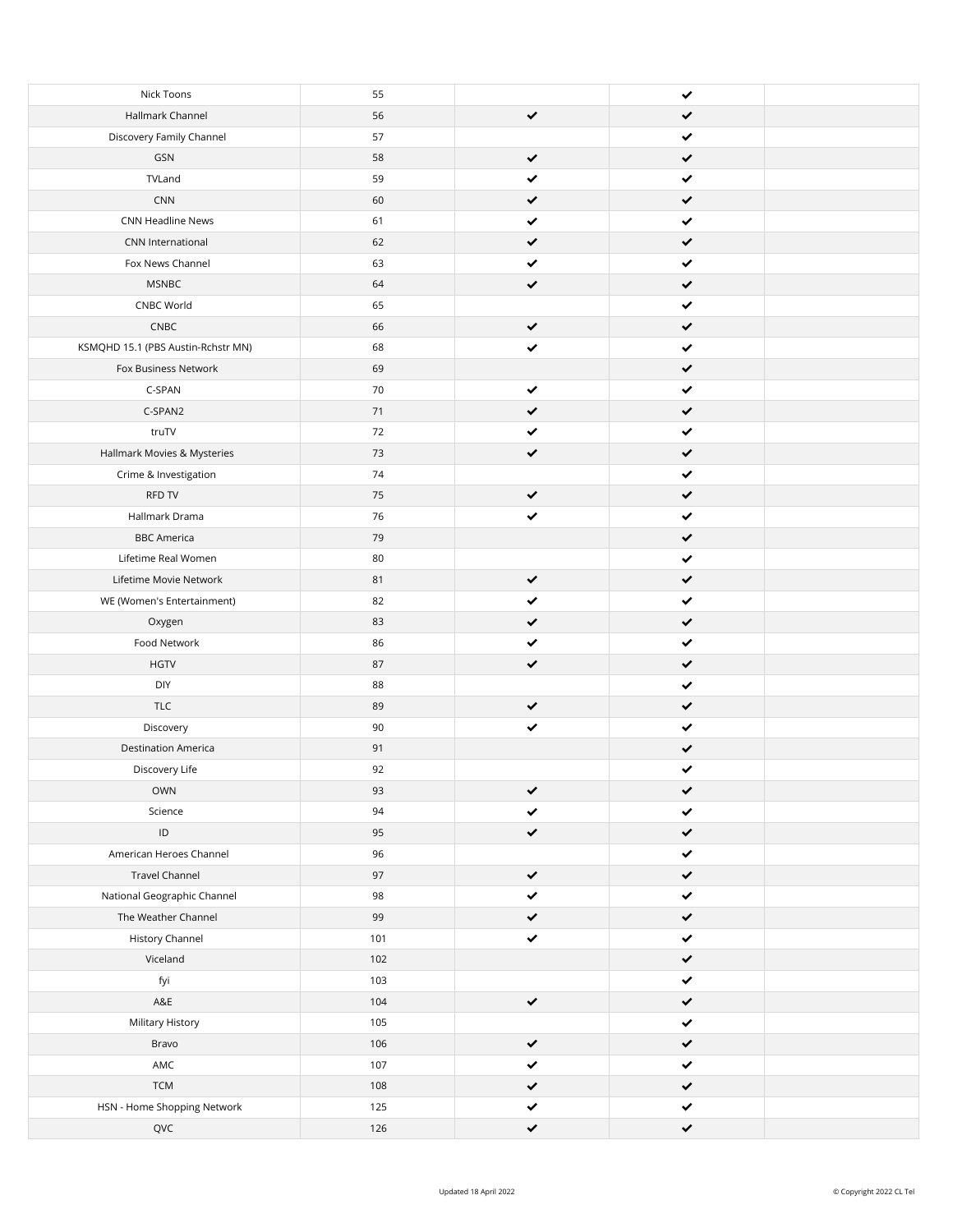| | | | | |
|---|---|---|---|---|
| Nick Toons | 55 | | ✔ | |
| Hallmark Channel | 56 | ✔ | ✔ | |
| Discovery Family Channel | 57 | | ✔ | |
| GSN | 58 | ✔ | ✔ | |
| TVLand | 59 | ✔ | ✔ | |
| CNN | 60 | ✔ | ✔ | |
| CNN Headline News | 61 | ✔ | ✔ | |
| CNN International | 62 | ✔ | ✔ | |
| Fox News Channel | 63 | ✔ | ✔ | |
| MSNBC | 64 | ✔ | ✔ | |
| CNBC World | 65 | | ✔ | |
| CNBC | 66 | ✔ | ✔ | |
| KSMQHD 15.1 (PBS Austin-Rchstr MN) | 68 | ✔ | ✔ | |
| Fox Business Network | 69 | | ✔ | |
| C-SPAN | 70 | ✔ | ✔ | |
| C-SPAN2 | 71 | ✔ | ✔ | |
| truTV | 72 | ✔ | ✔ | |
| Hallmark Movies & Mysteries | 73 | ✔ | ✔ | |
| Crime & Investigation | 74 | | ✔ | |
| RFD TV | 75 | ✔ | ✔ | |
| Hallmark Drama | 76 | ✔ | ✔ | |
| BBC America | 79 | | ✔ | |
| Lifetime Real Women | 80 | | ✔ | |
| Lifetime Movie Network | 81 | ✔ | ✔ | |
| WE (Women's Entertainment) | 82 | ✔ | ✔ | |
| Oxygen | 83 | ✔ | ✔ | |
| Food Network | 86 | ✔ | ✔ | |
| HGTV | 87 | ✔ | ✔ | |
| DIY | 88 | | ✔ | |
| TLC | 89 | ✔ | ✔ | |
| Discovery | 90 | ✔ | ✔ | |
| Destination America | 91 | | ✔ | |
| Discovery Life | 92 | | ✔ | |
| OWN | 93 | ✔ | ✔ | |
| Science | 94 | ✔ | ✔ | |
| ID | 95 | ✔ | ✔ | |
| American Heroes Channel | 96 | | ✔ | |
| Travel Channel | 97 | ✔ | ✔ | |
| National Geographic Channel | 98 | ✔ | ✔ | |
| The Weather Channel | 99 | ✔ | ✔ | |
| History Channel | 101 | ✔ | ✔ | |
| Viceland | 102 | | ✔ | |
| fyi | 103 | | ✔ | |
| A&E | 104 | ✔ | ✔ | |
| Military History | 105 | | ✔ | |
| Bravo | 106 | ✔ | ✔ | |
| AMC | 107 | ✔ | ✔ | |
| TCM | 108 | ✔ | ✔ | |
| HSN - Home Shopping Network | 125 | ✔ | ✔ | |
| QVC | 126 | ✔ | ✔ | |

Updated 18 April 2022

© Copyright 2022 CL Tel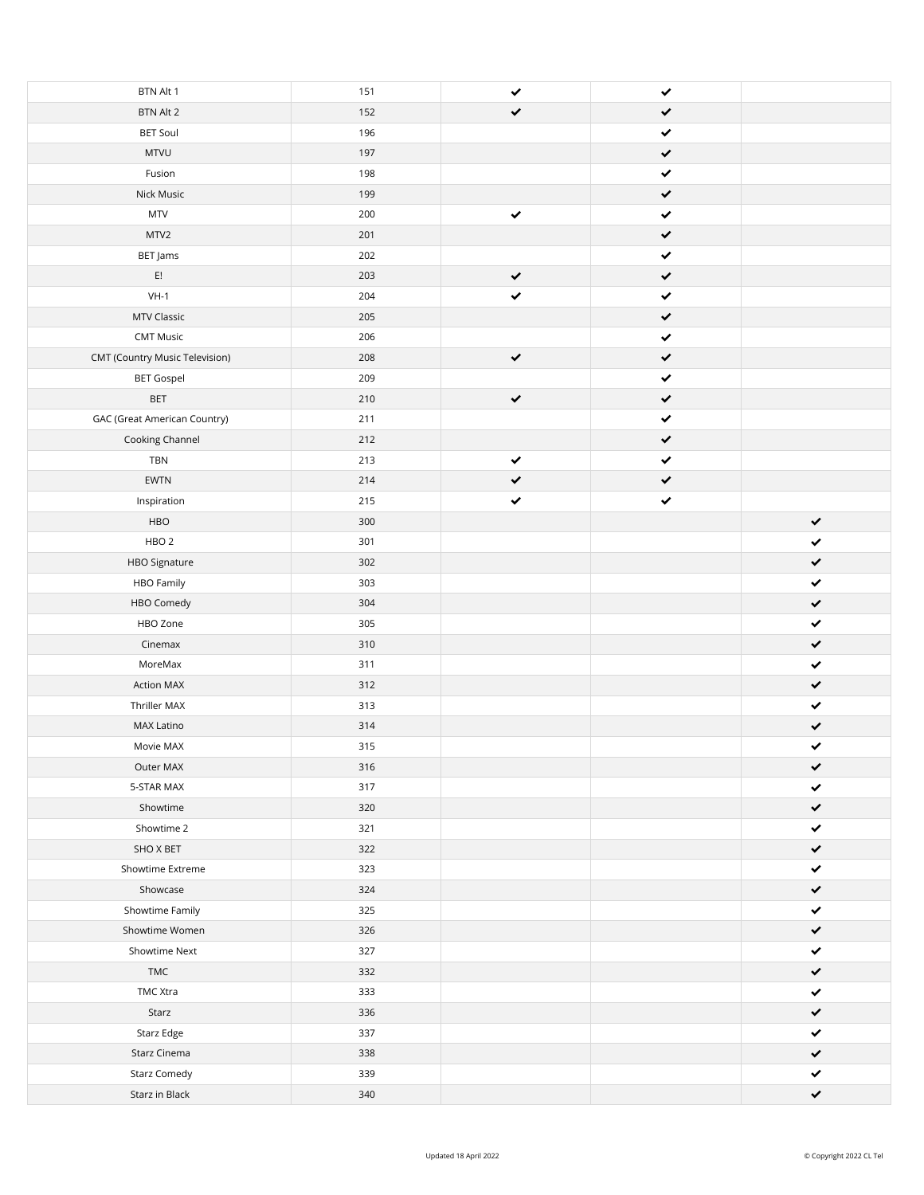| | | | | |
|---|---|---|---|---|
| BTN Alt 1 | 151 | ✔ | ✔ | |
| BTN Alt 2 | 152 | ✔ | ✔ | |
| BET Soul | 196 | | ✔ | |
| MTVU | 197 | | ✔ | |
| Fusion | 198 | | ✔ | |
| Nick Music | 199 | | ✔ | |
| MTV | 200 | ✔ | ✔ | |
| MTV2 | 201 | | ✔ | |
| BET Jams | 202 | | ✔ | |
| E! | 203 | ✔ | ✔ | |
| VH-1 | 204 | ✔ | ✔ | |
| MTV Classic | 205 | | ✔ | |
| CMT Music | 206 | | ✔ | |
| CMT (Country Music Television) | 208 | ✔ | ✔ | |
| BET Gospel | 209 | | ✔ | |
| BET | 210 | ✔ | ✔ | |
| GAC (Great American Country) | 211 | | ✔ | |
| Cooking Channel | 212 | | ✔ | |
| TBN | 213 | ✔ | ✔ | |
| EWTN | 214 | ✔ | ✔ | |
| Inspiration | 215 | ✔ | ✔ | |
| HBO | 300 | | | ✔ |
| HBO 2 | 301 | | | ✔ |
| HBO Signature | 302 | | | ✔ |
| HBO Family | 303 | | | ✔ |
| HBO Comedy | 304 | | | ✔ |
| HBO Zone | 305 | | | ✔ |
| Cinemax | 310 | | | ✔ |
| MoreMax | 311 | | | ✔ |
| Action MAX | 312 | | | ✔ |
| Thriller MAX | 313 | | | ✔ |
| MAX Latino | 314 | | | ✔ |
| Movie MAX | 315 | | | ✔ |
| Outer MAX | 316 | | | ✔ |
| 5-STAR MAX | 317 | | | ✔ |
| Showtime | 320 | | | ✔ |
| Showtime 2 | 321 | | | ✔ |
| SHO X BET | 322 | | | ✔ |
| Showtime Extreme | 323 | | | ✔ |
| Showcase | 324 | | | ✔ |
| Showtime Family | 325 | | | ✔ |
| Showtime Women | 326 | | | ✔ |
| Showtime Next | 327 | | | ✔ |
| TMC | 332 | | | ✔ |
| TMC Xtra | 333 | | | ✔ |
| Starz | 336 | | | ✔ |
| Starz Edge | 337 | | | ✔ |
| Starz Cinema | 338 | | | ✔ |
| Starz Comedy | 339 | | | ✔ |
| Starz in Black | 340 | | | ✔ |

Updated 18 April 2022

© Copyright 2022 CL Tel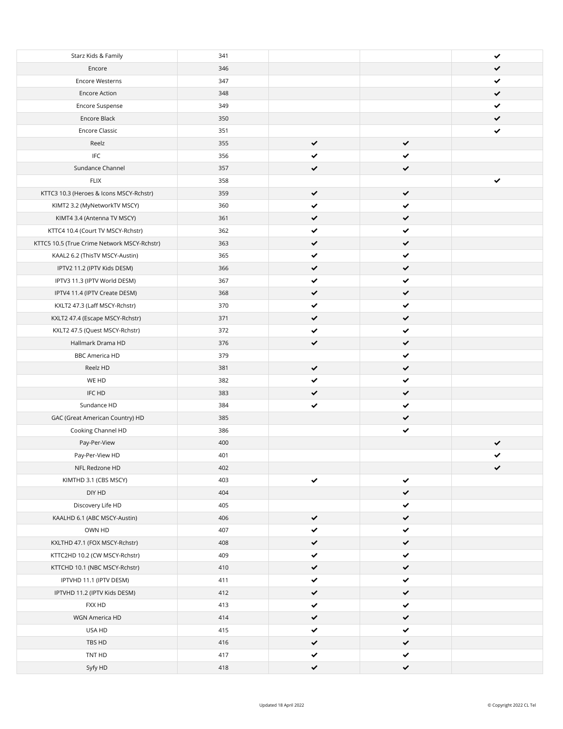| | | | | |
|---|---|---|---|---|
| Starz Kids & Family | 341 | | | ✔ |
| Encore | 346 | | | ✔ |
| Encore Westerns | 347 | | | ✔ |
| Encore Action | 348 | | | ✔ |
| Encore Suspense | 349 | | | ✔ |
| Encore Black | 350 | | | ✔ |
| Encore Classic | 351 | | | ✔ |
| Reelz | 355 | ✔ | ✔ | |
| IFC | 356 | ✔ | ✔ | |
| Sundance Channel | 357 | ✔ | ✔ | |
| FLIX | 358 | | | ✔ |
| KTTC3 10.3 (Heroes & Icons MSCY-Rchstr) | 359 | ✔ | ✔ | |
| KIMT2 3.2 (MyNetworkTV MSCY) | 360 | ✔ | ✔ | |
| KIMT4 3.4 (Antenna TV MSCY) | 361 | ✔ | ✔ | |
| KTTC4 10.4 (Court TV MSCY-Rchstr) | 362 | ✔ | ✔ | |
| KTTC5 10.5 (True Crime Network MSCY-Rchstr) | 363 | ✔ | ✔ | |
| KAAL2 6.2 (ThisTV MSCY-Austin) | 365 | ✔ | ✔ | |
| IPTV2 11.2 (IPTV Kids DESM) | 366 | ✔ | ✔ | |
| IPTV3 11.3 (IPTV World DESM) | 367 | ✔ | ✔ | |
| IPTV4 11.4 (IPTV Create DESM) | 368 | ✔ | ✔ | |
| KXLT2 47.3 (Laff MSCY-Rchstr) | 370 | ✔ | ✔ | |
| KXLT2 47.4 (Escape MSCY-Rchstr) | 371 | ✔ | ✔ | |
| KXLT2 47.5 (Quest MSCY-Rchstr) | 372 | ✔ | ✔ | |
| Hallmark Drama HD | 376 | ✔ | ✔ | |
| BBC America HD | 379 | | ✔ | |
| Reelz HD | 381 | ✔ | ✔ | |
| WE HD | 382 | ✔ | ✔ | |
| IFC HD | 383 | ✔ | ✔ | |
| Sundance HD | 384 | ✔ | ✔ | |
| GAC (Great American Country) HD | 385 | | ✔ | |
| Cooking Channel HD | 386 | | ✔ | |
| Pay-Per-View | 400 | | | ✔ |
| Pay-Per-View HD | 401 | | | ✔ |
| NFL Redzone HD | 402 | | | ✔ |
| KIMTHD 3.1 (CBS MSCY) | 403 | ✔ | ✔ | |
| DIY HD | 404 | | ✔ | |
| Discovery Life HD | 405 | | ✔ | |
| KAALHD 6.1 (ABC MSCY-Austin) | 406 | ✔ | ✔ | |
| OWN HD | 407 | ✔ | ✔ | |
| KXLTHD 47.1 (FOX MSCY-Rchstr) | 408 | ✔ | ✔ | |
| KTTC2HD 10.2 (CW MSCY-Rchstr) | 409 | ✔ | ✔ | |
| KTTCHD 10.1 (NBC MSCY-Rchstr) | 410 | ✔ | ✔ | |
| IPTVHD 11.1 (IPTV DESM) | 411 | ✔ | ✔ | |
| IPTVHD 11.2 (IPTV Kids DESM) | 412 | ✔ | ✔ | |
| FXX HD | 413 | ✔ | ✔ | |
| WGN America HD | 414 | ✔ | ✔ | |
| USA HD | 415 | ✔ | ✔ | |
| TBS HD | 416 | ✔ | ✔ | |
| TNT HD | 417 | ✔ | ✔ | |
| Syfy HD | 418 | ✔ | ✔ | |

Updated 18 April 2022

© Copyright 2022 CL Tel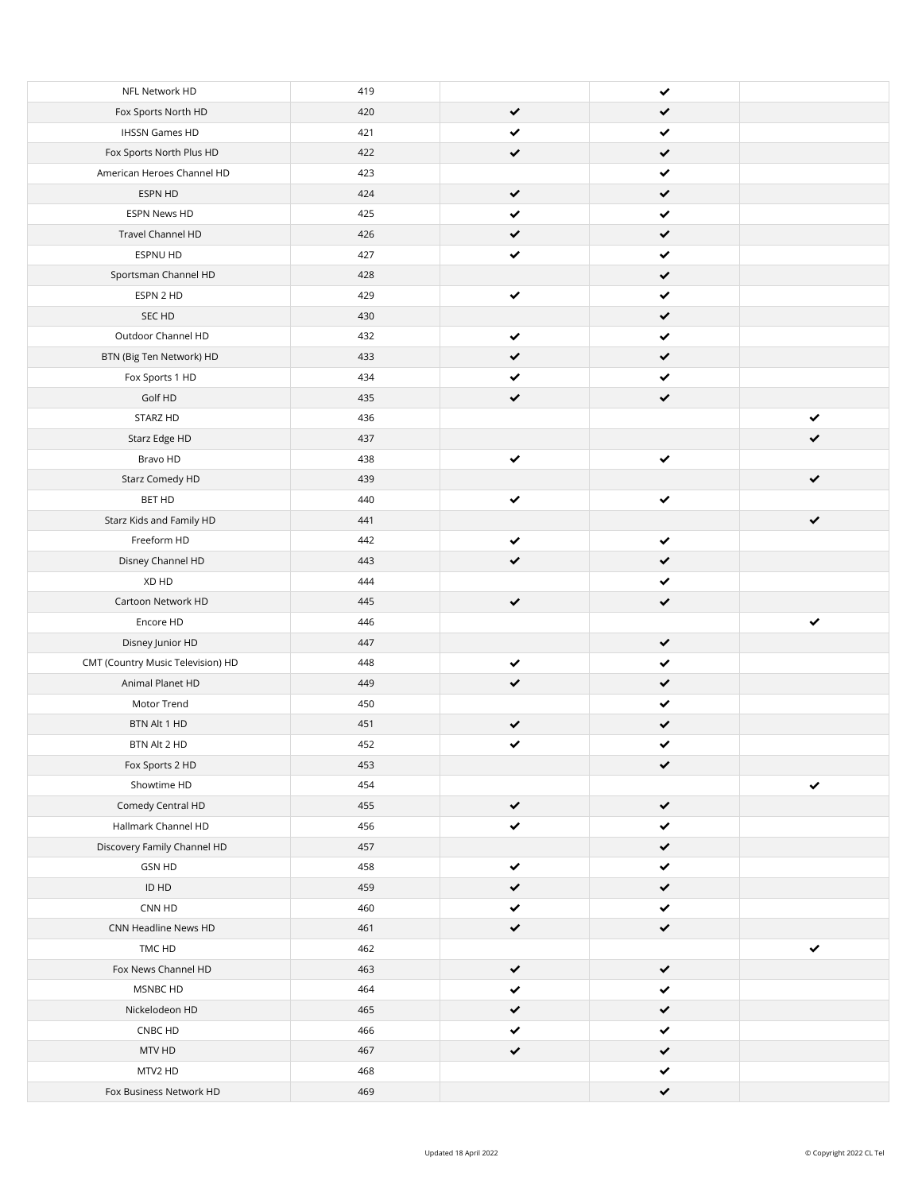| | | | | |
|---|---|---|---|---|
| NFL Network HD | 419 | | ✔ | |
| Fox Sports North HD | 420 | ✔ | ✔ | |
| IHSSN Games HD | 421 | ✔ | ✔ | |
| Fox Sports North Plus HD | 422 | ✔ | ✔ | |
| American Heroes Channel HD | 423 | | ✔ | |
| ESPN HD | 424 | ✔ | ✔ | |
| ESPN News HD | 425 | ✔ | ✔ | |
| Travel Channel HD | 426 | ✔ | ✔ | |
| ESPNU HD | 427 | ✔ | ✔ | |
| Sportsman Channel HD | 428 | | ✔ | |
| ESPN 2 HD | 429 | ✔ | ✔ | |
| SEC HD | 430 | | ✔ | |
| Outdoor Channel HD | 432 | ✔ | ✔ | |
| BTN (Big Ten Network) HD | 433 | ✔ | ✔ | |
| Fox Sports 1 HD | 434 | ✔ | ✔ | |
| Golf HD | 435 | ✔ | ✔ | |
| STARZ HD | 436 | | | ✔ |
| Starz Edge HD | 437 | | | ✔ |
| Bravo HD | 438 | ✔ | ✔ | |
| Starz Comedy HD | 439 | | | ✔ |
| BET HD | 440 | ✔ | ✔ | |
| Starz Kids and Family HD | 441 | | | ✔ |
| Freeform HD | 442 | ✔ | ✔ | |
| Disney Channel HD | 443 | ✔ | ✔ | |
| XD HD | 444 | | ✔ | |
| Cartoon Network HD | 445 | ✔ | ✔ | |
| Encore HD | 446 | | | ✔ |
| Disney Junior HD | 447 | | ✔ | |
| CMT (Country Music Television) HD | 448 | ✔ | ✔ | |
| Animal Planet HD | 449 | ✔ | ✔ | |
| Motor Trend | 450 | | ✔ | |
| BTN Alt 1 HD | 451 | ✔ | ✔ | |
| BTN Alt 2 HD | 452 | ✔ | ✔ | |
| Fox Sports 2 HD | 453 | | ✔ | |
| Showtime HD | 454 | | | ✔ |
| Comedy Central HD | 455 | ✔ | ✔ | |
| Hallmark Channel HD | 456 | ✔ | ✔ | |
| Discovery Family Channel HD | 457 | | ✔ | |
| GSN HD | 458 | ✔ | ✔ | |
| ID HD | 459 | ✔ | ✔ | |
| CNN HD | 460 | ✔ | ✔ | |
| CNN Headline News HD | 461 | ✔ | ✔ | |
| TMC HD | 462 | | | ✔ |
| Fox News Channel HD | 463 | ✔ | ✔ | |
| MSNBC HD | 464 | ✔ | ✔ | |
| Nickelodeon HD | 465 | ✔ | ✔ | |
| CNBC HD | 466 | ✔ | ✔ | |
| MTV HD | 467 | ✔ | ✔ | |
| MTV2 HD | 468 | | ✔ | |
| Fox Business Network HD | 469 | | ✔ | |

Updated 18 April 2022

© Copyright 2022 CL Tel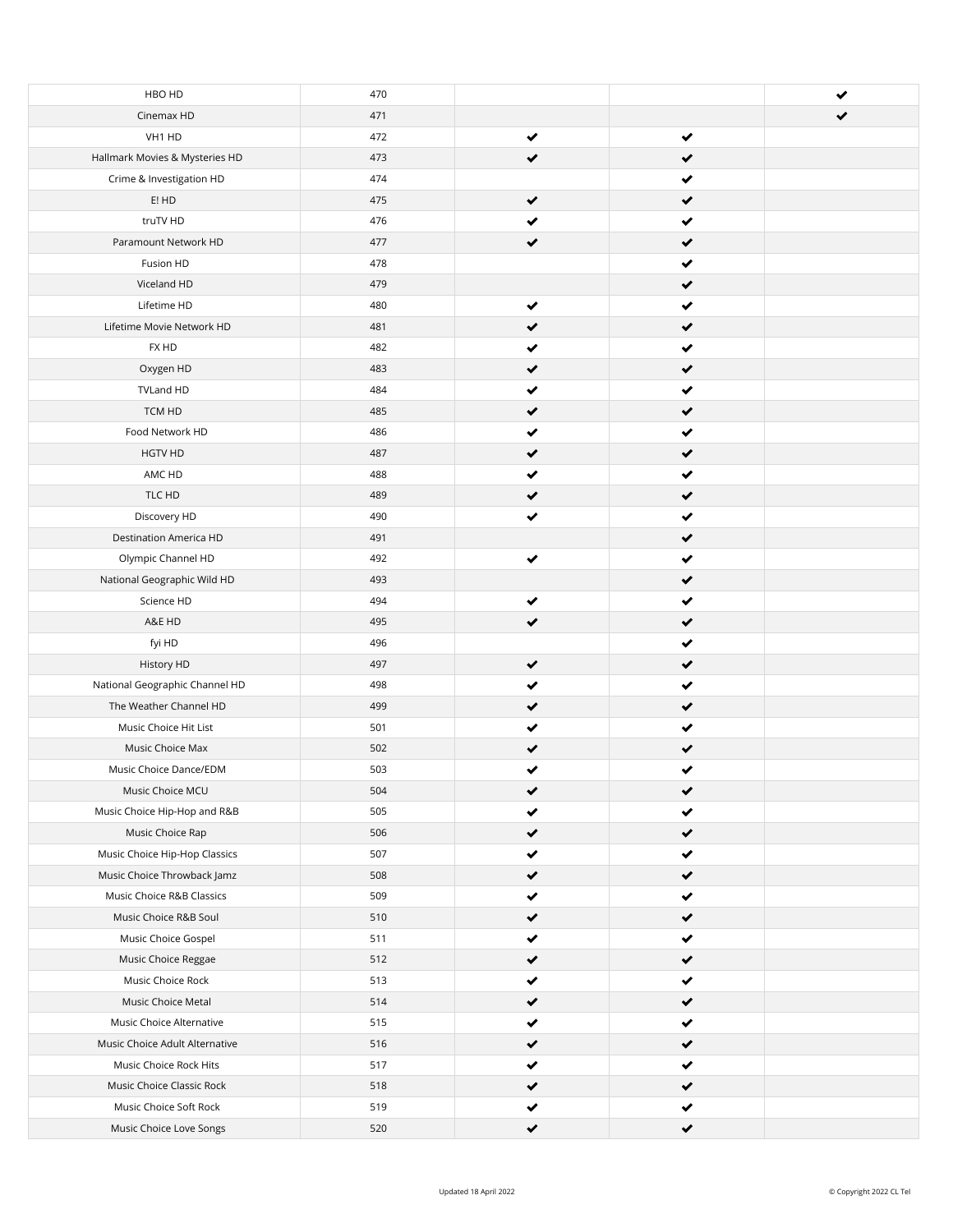| | | | | |
|---|---|---|---|---|
| HBO HD | 470 | | | ✔ |
| Cinemax HD | 471 | | | ✔ |
| VH1 HD | 472 | ✔ | ✔ | |
| Hallmark Movies & Mysteries HD | 473 | ✔ | ✔ | |
| Crime & Investigation HD | 474 | | ✔ | |
| E! HD | 475 | ✔ | ✔ | |
| truTV HD | 476 | ✔ | ✔ | |
| Paramount Network HD | 477 | ✔ | ✔ | |
| Fusion HD | 478 | | ✔ | |
| Viceland HD | 479 | | ✔ | |
| Lifetime HD | 480 | ✔ | ✔ | |
| Lifetime Movie Network HD | 481 | ✔ | ✔ | |
| FX HD | 482 | ✔ | ✔ | |
| Oxygen HD | 483 | ✔ | ✔ | |
| TVLand HD | 484 | ✔ | ✔ | |
| TCM HD | 485 | ✔ | ✔ | |
| Food Network HD | 486 | ✔ | ✔ | |
| HGTV HD | 487 | ✔ | ✔ | |
| AMC HD | 488 | ✔ | ✔ | |
| TLC HD | 489 | ✔ | ✔ | |
| Discovery HD | 490 | ✔ | ✔ | |
| Destination America HD | 491 | | ✔ | |
| Olympic Channel HD | 492 | ✔ | ✔ | |
| National Geographic Wild HD | 493 | | ✔ | |
| Science HD | 494 | ✔ | ✔ | |
| A&E HD | 495 | ✔ | ✔ | |
| fyi HD | 496 | | ✔ | |
| History HD | 497 | ✔ | ✔ | |
| National Geographic Channel HD | 498 | ✔ | ✔ | |
| The Weather Channel HD | 499 | ✔ | ✔ | |
| Music Choice Hit List | 501 | ✔ | ✔ | |
| Music Choice Max | 502 | ✔ | ✔ | |
| Music Choice Dance/EDM | 503 | ✔ | ✔ | |
| Music Choice MCU | 504 | ✔ | ✔ | |
| Music Choice Hip-Hop and R&B | 505 | ✔ | ✔ | |
| Music Choice Rap | 506 | ✔ | ✔ | |
| Music Choice Hip-Hop Classics | 507 | ✔ | ✔ | |
| Music Choice Throwback Jamz | 508 | ✔ | ✔ | |
| Music Choice R&B Classics | 509 | ✔ | ✔ | |
| Music Choice R&B Soul | 510 | ✔ | ✔ | |
| Music Choice Gospel | 511 | ✔ | ✔ | |
| Music Choice Reggae | 512 | ✔ | ✔ | |
| Music Choice Rock | 513 | ✔ | ✔ | |
| Music Choice Metal | 514 | ✔ | ✔ | |
| Music Choice Alternative | 515 | ✔ | ✔ | |
| Music Choice Adult Alternative | 516 | ✔ | ✔ | |
| Music Choice Rock Hits | 517 | ✔ | ✔ | |
| Music Choice Classic Rock | 518 | ✔ | ✔ | |
| Music Choice Soft Rock | 519 | ✔ | ✔ | |
| Music Choice Love Songs | 520 | ✔ | ✔ | |

Updated 18 April 2022

© Copyright 2022 CL Tel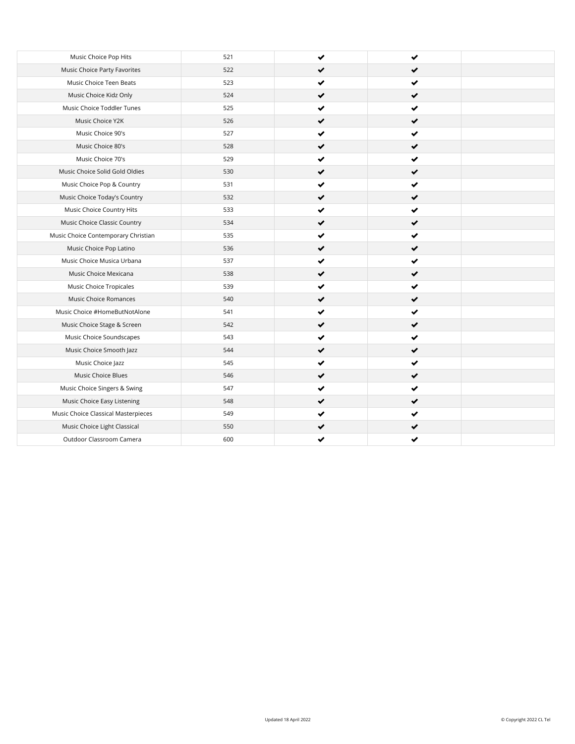| | | | | |
|---|---|---|---|---|
| Music Choice Pop Hits | 521 | ✔ | ✔ | |
| Music Choice Party Favorites | 522 | ✔ | ✔ | |
| Music Choice Teen Beats | 523 | ✔ | ✔ | |
| Music Choice Kidz Only | 524 | ✔ | ✔ | |
| Music Choice Toddler Tunes | 525 | ✔ | ✔ | |
| Music Choice Y2K | 526 | ✔ | ✔ | |
| Music Choice 90's | 527 | ✔ | ✔ | |
| Music Choice 80's | 528 | ✔ | ✔ | |
| Music Choice 70's | 529 | ✔ | ✔ | |
| Music Choice Solid Gold Oldies | 530 | ✔ | ✔ | |
| Music Choice Pop & Country | 531 | ✔ | ✔ | |
| Music Choice Today's Country | 532 | ✔ | ✔ | |
| Music Choice Country Hits | 533 | ✔ | ✔ | |
| Music Choice Classic Country | 534 | ✔ | ✔ | |
| Music Choice Contemporary Christian | 535 | ✔ | ✔ | |
| Music Choice Pop Latino | 536 | ✔ | ✔ | |
| Music Choice Musica Urbana | 537 | ✔ | ✔ | |
| Music Choice Mexicana | 538 | ✔ | ✔ | |
| Music Choice Tropicales | 539 | ✔ | ✔ | |
| Music Choice Romances | 540 | ✔ | ✔ | |
| Music Choice #HomeButNotAlone | 541 | ✔ | ✔ | |
| Music Choice Stage & Screen | 542 | ✔ | ✔ | |
| Music Choice Soundscapes | 543 | ✔ | ✔ | |
| Music Choice Smooth Jazz | 544 | ✔ | ✔ | |
| Music Choice Jazz | 545 | ✔ | ✔ | |
| Music Choice Blues | 546 | ✔ | ✔ | |
| Music Choice Singers & Swing | 547 | ✔ | ✔ | |
| Music Choice Easy Listening | 548 | ✔ | ✔ | |
| Music Choice Classical Masterpieces | 549 | ✔ | ✔ | |
| Music Choice Light Classical | 550 | ✔ | ✔ | |
| Outdoor Classroom Camera | 600 | ✔ | ✔ | |

Updated 18 April 2022

© Copyright 2022 CL Tel